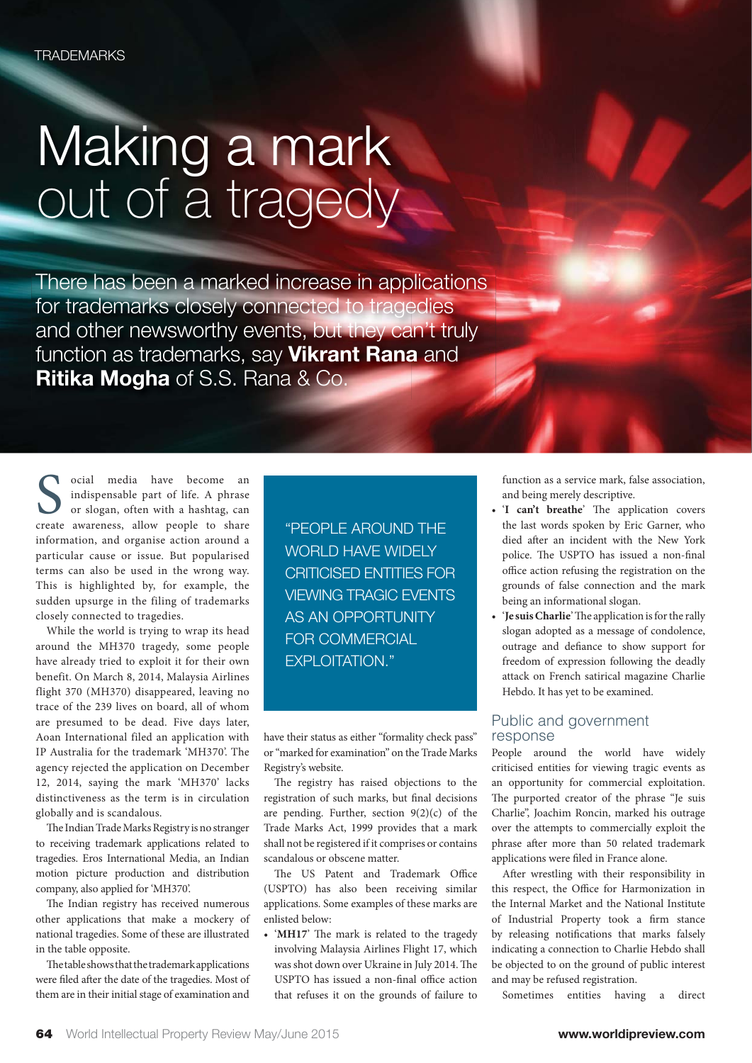TRADEMARKS

# Making a mark out of a tragedy

There has been a marked increase in applications for trademarks closely connected to tragedies and other newsworthy events, but they can't truly function as trademarks, say **Vikrant Rana** and **Ritika Mogha** of S.S. Rana & Co.

Social media have become an indispensable part of life. A phrase or slogan, often with a hashtag, can create awareness, allow people to share information, and organise action around a particular cause or issue. But popularised terms can also be used in the wrong way. This is highlighted by, for example, the sudden upsurge in the filing of trademarks closely connected to tragedies.

While the world is trying to wrap its head around the MH370 tragedy, some people have already tried to exploit it for their own benefit. On March 8, 2014, Malaysia Airlines flight 370 (MH370) disappeared, leaving no trace of the 239 lives on board, all of whom are presumed to be dead. Five days later, Aoan International filed an application with IP Australia for the trademark 'MH370'. The agency rejected the application on December 12, 2014, saying the mark 'MH370' lacks distinctiveness as the term is in circulation globally and is scandalous.

The Indian Trade Marks Registry is no stranger to receiving trademark applications related to tragedies. Eros International Media, an Indian motion picture production and distribution company, also applied for 'MH370'.

The Indian registry has received numerous other applications that make a mockery of national tragedies. Some of these are illustrated in the table opposite.

The table shows that the trademark applications were filed after the date of the tragedies. Most of them are in their initial stage of examination and have their status as either "formality check pass" or "marked for examination" on the Trade Marks Registry's website.

> "PEOPLE AROUND THE WORLD HAVE WIDELY CRITICISED ENTITIES FOR VIEWING TRAGIC EVENTS AS AN OPPORTUNITY FOR COMMERCIAL EXPLOITATION."

The registry has raised objections to the registration of such marks, but final decisions are pending. Further, section 9(2)(c) of the Trade Marks Act, 1999 provides that a mark shall not be registered if it comprises or contains scandalous or obscene matter.

The US Patent and Trademark Office (USPTO) has also been receiving similar applications. Some examples of these marks are enlisted below:

- '**MH17**' The mark is related to the tragedy involving Malaysia Airlines Flight 17, which was shot down over Ukraine in July 2014. The USPTO has issued a non-final office action that refuses it on the grounds of failure to function as a service mark, false association, and being merely descriptive.
- '**I can't breathe**' The application covers the last words spoken by Eric Garner, who died after an incident with the New York police. The USPTO has issued a non-final office action refusing the registration on the grounds of false connection and the mark being an informational slogan.
- '**Je suis Charlie**' The application is for the rally slogan adopted as a message of condolence, outrage and defiance to show support for freedom of expression following the deadly attack on French satirical magazine Charlie Hebdo. It has yet to be examined.

## Public and government response

People around the world have widely criticised entities for viewing tragic events as an opportunity for commercial exploitation. The purported creator of the phrase "Je suis Charlie", Joachim Roncin, marked his outrage over the attempts to commercially exploit the phrase after more than 50 related trademark applications were filed in France alone.

After wrestling with their responsibility in this respect, the Office for Harmonization in the Internal Market and the National Institute of Industrial Property took a firm stance by releasing notifications that marks falsely indicating a connection to Charlie Hebdo shall be objected to on the ground of public interest and may be refused registration.

Sometimes entities having a direct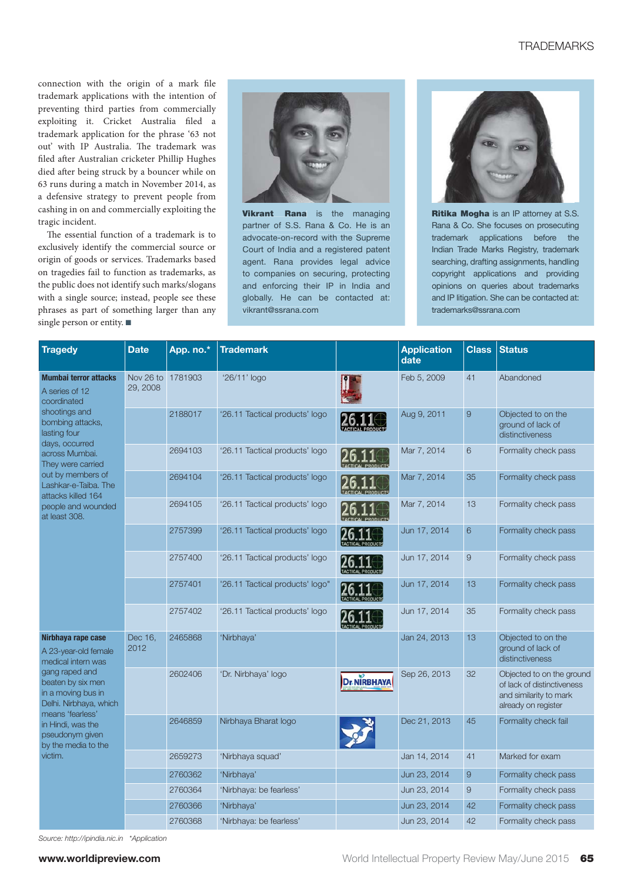connection with the origin of a mark file trademark applications with the intention of preventing third parties from commercially exploiting it. Cricket Australia filed a trademark application for the phrase '63 not out' with IP Australia. The trademark was filed after Australian cricketer Phillip Hughes died after being struck by a bouncer while on 63 runs during a match in November 2014, as a defensive strategy to prevent people from cashing in on and commercially exploiting the tragic incident.

The essential function of a trademark is to exclusively identify the commercial source or origin of goods or services. Trademarks based on tragedies fail to function as trademarks, as the public does not identify such marks/slogans with a single source; instead, people see these phrases as part of something larger than any single person or entity. ■

**Vikrant Rana** is the managing partner of S.S. Rana & Co. He is an advocate-on-record with the Supreme Court of India and a registered patent agent. Rana provides legal advice to companies on securing, protecting and enforcing their IP in India and globally. He can be contacted at: vikrant@ssrana.com

**Ritika Mogha** is an IP attorney at S.S. Rana & Co. She focuses on prosecuting trademark applications before the Indian Trade Marks Registry, trademark searching, drafting assignments, handling copyright applications and providing opinions on queries about trademarks and IP litigation. She can be contacted at: trademarks@ssrana.com

| Tragedy | Date | App. no.* | Trademark | | Application date | Class | Status |
|---|---|---|---|---|---|---|---|
| **Mumbai terror attacks** A series of 12 coordinated shootings and bombing attacks, lasting four days, occurred across Mumbai. They were carried out by members of Lashkar-e-Taiba. The attacks killed 164 people and wounded at least 308. | Nov 26 to 29, 2008 | 1781903 | '26/11' logo | | Feb 5, 2009 | 41 | Abandoned |
| | | 2188017 | '26.11 Tactical products' logo | 26.11 TACTICAL PRODUCTS | Aug 9, 2011 | 9 | Objected to on the ground of lack of distinctiveness |
| | | 2694103 | '26.11 Tactical products' logo | 26.11 TACTICAL PRODUCTS | Mar 7, 2014 | 6 | Formality check pass |
| | | 2694104 | '26.11 Tactical products' logo | 26.11 TACTICAL PRODUCTS | Mar 7, 2014 | 35 | Formality check pass |
| | | 2694105 | '26.11 Tactical products' logo | 26.11 TACTICAL PRODUCTS | Mar 7, 2014 | 13 | Formality check pass |
| | | 2757399 | '26.11 Tactical products' logo | 26.11 TACTICAL PRODUCTS | Jun 17, 2014 | 6 | Formality check pass |
| | | 2757400 | '26.11 Tactical products' logo | 26.11 TACTICAL PRODUCTS | Jun 17, 2014 | 9 | Formality check pass |
| | | 2757401 | '26.11 Tactical products' logo" | 26.11 TACTICAL PRODUCTS | Jun 17, 2014 | 13 | Formality check pass |
| | | 2757402 | '26.11 Tactical products' logo | 26.11 TACTICAL PRODUCTS | Jun 17, 2014 | 35 | Formality check pass |
| **Nirbhaya rape case** A 23-year-old female medical intern was gang raped and beaten by six men in a moving bus in Delhi. Nirbhaya, which means 'fearless' in Hindi, was the pseudonym given by the media to the victim. | Dec 16, 2012 | 2465868 | 'Nirbhaya' | | Jan 24, 2013 | 13 | Objected to on the ground of lack of distinctiveness |
| | | 2602406 | 'Dr. Nirbhaya' logo | Dr NIRBHAYA | Sep 26, 2013 | 32 | Objected to on the ground of lack of distinctiveness and similarity to mark already on register |
| | | 2646859 | Nirbhaya Bharat logo | | Dec 21, 2013 | 45 | Formality check fail |
| | | 2659273 | 'Nirbhaya squad' | | Jan 14, 2014 | 41 | Marked for exam |
| | | 2760362 | 'Nirbhaya' | | Jun 23, 2014 | 9 | Formality check pass |
| | | 2760364 | 'Nirbhaya: be fearless' | | Jun 23, 2014 | 9 | Formality check pass |
| | | 2760366 | 'Nirbhaya' | | Jun 23, 2014 | 42 | Formality check pass |
| | | 2760368 | 'Nirbhaya: be fearless' | | Jun 23, 2014 | 42 | Formality check pass |

*Source: http://ipindia.nic.in \*Application*